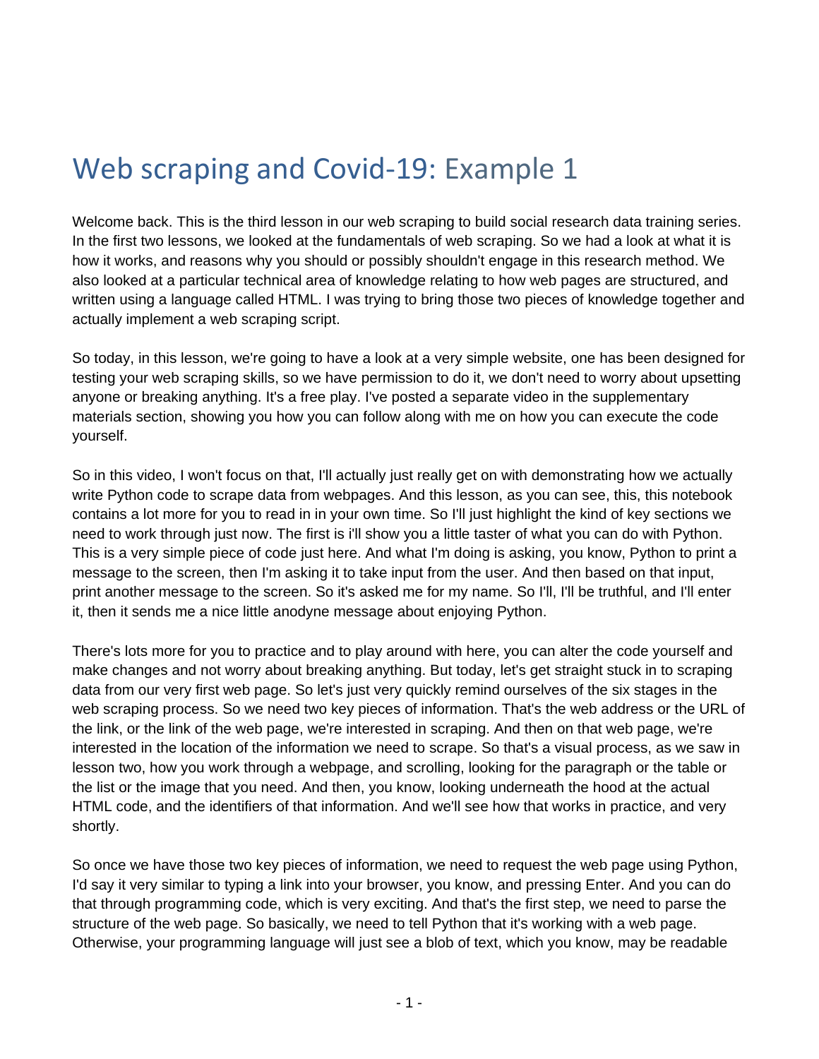# Web scraping and Covid-19: Example 1

Welcome back. This is the third lesson in our web scraping to build social research data training series. In the first two lessons, we looked at the fundamentals of web scraping. So we had a look at what it is how it works, and reasons why you should or possibly shouldn't engage in this research method. We also looked at a particular technical area of knowledge relating to how web pages are structured, and written using a language called HTML. I was trying to bring those two pieces of knowledge together and actually implement a web scraping script.

So today, in this lesson, we're going to have a look at a very simple website, one has been designed for testing your web scraping skills, so we have permission to do it, we don't need to worry about upsetting anyone or breaking anything. It's a free play. I've posted a separate video in the supplementary materials section, showing you how you can follow along with me on how you can execute the code yourself.

So in this video, I won't focus on that, I'll actually just really get on with demonstrating how we actually write Python code to scrape data from webpages. And this lesson, as you can see, this, this notebook contains a lot more for you to read in in your own time. So I'll just highlight the kind of key sections we need to work through just now. The first is i'll show you a little taster of what you can do with Python. This is a very simple piece of code just here. And what I'm doing is asking, you know, Python to print a message to the screen, then I'm asking it to take input from the user. And then based on that input, print another message to the screen. So it's asked me for my name. So I'll, I'll be truthful, and I'll enter it, then it sends me a nice little anodyne message about enjoying Python.

There's lots more for you to practice and to play around with here, you can alter the code yourself and make changes and not worry about breaking anything. But today, let's get straight stuck in to scraping data from our very first web page. So let's just very quickly remind ourselves of the six stages in the web scraping process. So we need two key pieces of information. That's the web address or the URL of the link, or the link of the web page, we're interested in scraping. And then on that web page, we're interested in the location of the information we need to scrape. So that's a visual process, as we saw in lesson two, how you work through a webpage, and scrolling, looking for the paragraph or the table or the list or the image that you need. And then, you know, looking underneath the hood at the actual HTML code, and the identifiers of that information. And we'll see how that works in practice, and very shortly.

So once we have those two key pieces of information, we need to request the web page using Python, I'd say it very similar to typing a link into your browser, you know, and pressing Enter. And you can do that through programming code, which is very exciting. And that's the first step, we need to parse the structure of the web page. So basically, we need to tell Python that it's working with a web page. Otherwise, your programming language will just see a blob of text, which you know, may be readable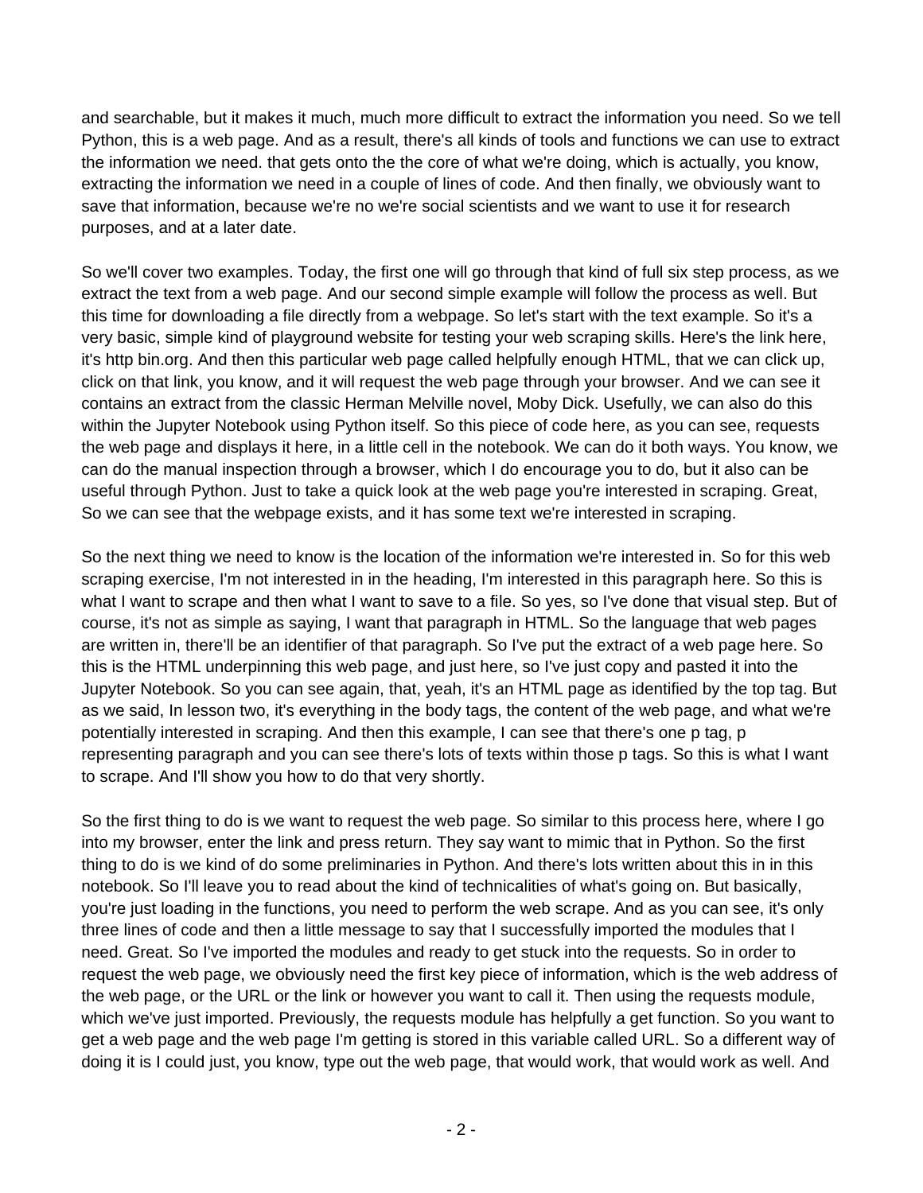and searchable, but it makes it much, much more difficult to extract the information you need. So we tell Python, this is a web page. And as a result, there's all kinds of tools and functions we can use to extract the information we need. that gets onto the the core of what we're doing, which is actually, you know, extracting the information we need in a couple of lines of code. And then finally, we obviously want to save that information, because we're no we're social scientists and we want to use it for research purposes, and at a later date.

So we'll cover two examples. Today, the first one will go through that kind of full six step process, as we extract the text from a web page. And our second simple example will follow the process as well. But this time for downloading a file directly from a webpage. So let's start with the text example. So it's a very basic, simple kind of playground website for testing your web scraping skills. Here's the link here, it's http bin.org. And then this particular web page called helpfully enough HTML, that we can click up, click on that link, you know, and it will request the web page through your browser. And we can see it contains an extract from the classic Herman Melville novel, Moby Dick. Usefully, we can also do this within the Jupyter Notebook using Python itself. So this piece of code here, as you can see, requests the web page and displays it here, in a little cell in the notebook. We can do it both ways. You know, we can do the manual inspection through a browser, which I do encourage you to do, but it also can be useful through Python. Just to take a quick look at the web page you're interested in scraping. Great, So we can see that the webpage exists, and it has some text we're interested in scraping.

So the next thing we need to know is the location of the information we're interested in. So for this web scraping exercise, I'm not interested in in the heading, I'm interested in this paragraph here. So this is what I want to scrape and then what I want to save to a file. So yes, so I've done that visual step. But of course, it's not as simple as saying, I want that paragraph in HTML. So the language that web pages are written in, there'll be an identifier of that paragraph. So I've put the extract of a web page here. So this is the HTML underpinning this web page, and just here, so I've just copy and pasted it into the Jupyter Notebook. So you can see again, that, yeah, it's an HTML page as identified by the top tag. But as we said, In lesson two, it's everything in the body tags, the content of the web page, and what we're potentially interested in scraping. And then this example, I can see that there's one p tag, p representing paragraph and you can see there's lots of texts within those p tags. So this is what I want to scrape. And I'll show you how to do that very shortly.

So the first thing to do is we want to request the web page. So similar to this process here, where I go into my browser, enter the link and press return. They say want to mimic that in Python. So the first thing to do is we kind of do some preliminaries in Python. And there's lots written about this in in this notebook. So I'll leave you to read about the kind of technicalities of what's going on. But basically, you're just loading in the functions, you need to perform the web scrape. And as you can see, it's only three lines of code and then a little message to say that I successfully imported the modules that I need. Great. So I've imported the modules and ready to get stuck into the requests. So in order to request the web page, we obviously need the first key piece of information, which is the web address of the web page, or the URL or the link or however you want to call it. Then using the requests module, which we've just imported. Previously, the requests module has helpfully a get function. So you want to get a web page and the web page I'm getting is stored in this variable called URL. So a different way of doing it is I could just, you know, type out the web page, that would work, that would work as well. And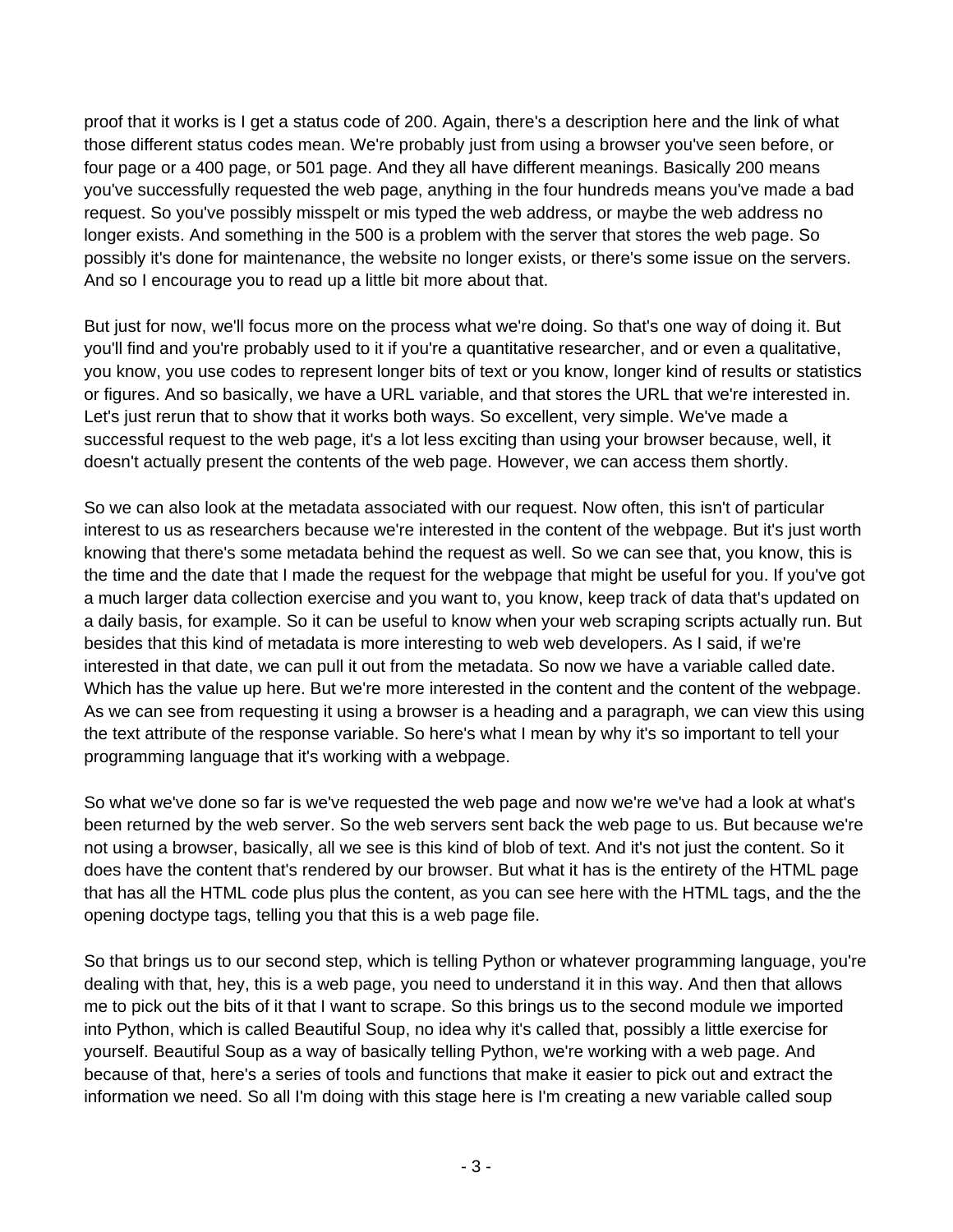proof that it works is I get a status code of 200. Again, there's a description here and the link of what those different status codes mean. We're probably just from using a browser you've seen before, or four page or a 400 page, or 501 page. And they all have different meanings. Basically 200 means you've successfully requested the web page, anything in the four hundreds means you've made a bad request. So you've possibly misspelt or mis typed the web address, or maybe the web address no longer exists. And something in the 500 is a problem with the server that stores the web page. So possibly it's done for maintenance, the website no longer exists, or there's some issue on the servers. And so I encourage you to read up a little bit more about that.

But just for now, we'll focus more on the process what we're doing. So that's one way of doing it. But you'll find and you're probably used to it if you're a quantitative researcher, and or even a qualitative, you know, you use codes to represent longer bits of text or you know, longer kind of results or statistics or figures. And so basically, we have a URL variable, and that stores the URL that we're interested in. Let's just rerun that to show that it works both ways. So excellent, very simple. We've made a successful request to the web page, it's a lot less exciting than using your browser because, well, it doesn't actually present the contents of the web page. However, we can access them shortly.

So we can also look at the metadata associated with our request. Now often, this isn't of particular interest to us as researchers because we're interested in the content of the webpage. But it's just worth knowing that there's some metadata behind the request as well. So we can see that, you know, this is the time and the date that I made the request for the webpage that might be useful for you. If you've got a much larger data collection exercise and you want to, you know, keep track of data that's updated on a daily basis, for example. So it can be useful to know when your web scraping scripts actually run. But besides that this kind of metadata is more interesting to web web developers. As I said, if we're interested in that date, we can pull it out from the metadata. So now we have a variable called date. Which has the value up here. But we're more interested in the content and the content of the webpage. As we can see from requesting it using a browser is a heading and a paragraph, we can view this using the text attribute of the response variable. So here's what I mean by why it's so important to tell your programming language that it's working with a webpage.

So what we've done so far is we've requested the web page and now we're we've had a look at what's been returned by the web server. So the web servers sent back the web page to us. But because we're not using a browser, basically, all we see is this kind of blob of text. And it's not just the content. So it does have the content that's rendered by our browser. But what it has is the entirety of the HTML page that has all the HTML code plus plus the content, as you can see here with the HTML tags, and the the opening doctype tags, telling you that this is a web page file.

So that brings us to our second step, which is telling Python or whatever programming language, you're dealing with that, hey, this is a web page, you need to understand it in this way. And then that allows me to pick out the bits of it that I want to scrape. So this brings us to the second module we imported into Python, which is called Beautiful Soup, no idea why it's called that, possibly a little exercise for yourself. Beautiful Soup as a way of basically telling Python, we're working with a web page. And because of that, here's a series of tools and functions that make it easier to pick out and extract the information we need. So all I'm doing with this stage here is I'm creating a new variable called soup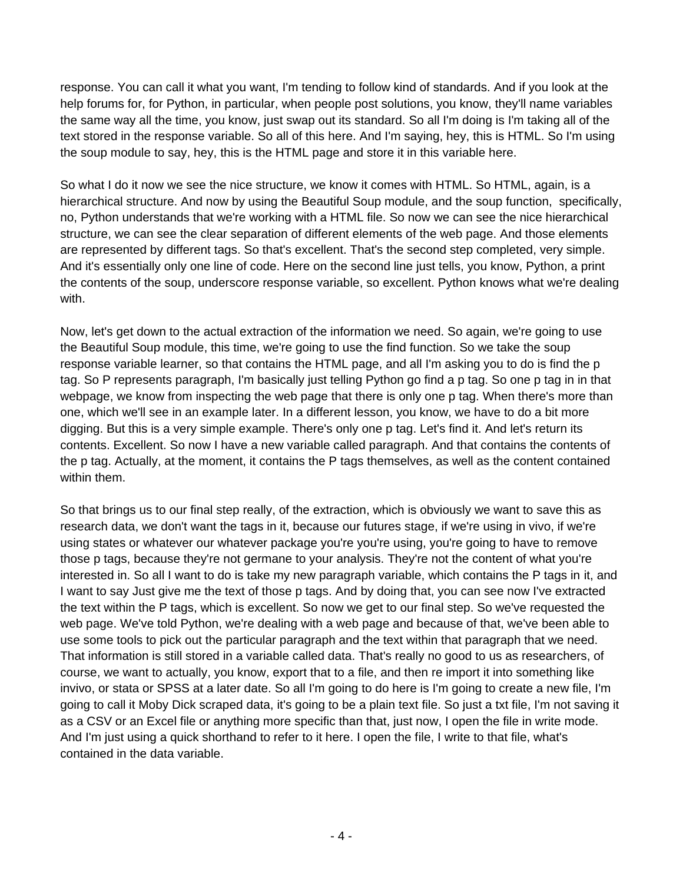response. You can call it what you want, I'm tending to follow kind of standards. And if you look at the help forums for, for Python, in particular, when people post solutions, you know, they'll name variables the same way all the time, you know, just swap out its standard. So all I'm doing is I'm taking all of the text stored in the response variable. So all of this here. And I'm saying, hey, this is HTML. So I'm using the soup module to say, hey, this is the HTML page and store it in this variable here.

So what I do it now we see the nice structure, we know it comes with HTML. So HTML, again, is a hierarchical structure. And now by using the Beautiful Soup module, and the soup function, specifically, no, Python understands that we're working with a HTML file. So now we can see the nice hierarchical structure, we can see the clear separation of different elements of the web page. And those elements are represented by different tags. So that's excellent. That's the second step completed, very simple. And it's essentially only one line of code. Here on the second line just tells, you know, Python, a print the contents of the soup, underscore response variable, so excellent. Python knows what we're dealing with.

Now, let's get down to the actual extraction of the information we need. So again, we're going to use the Beautiful Soup module, this time, we're going to use the find function. So we take the soup response variable learner, so that contains the HTML page, and all I'm asking you to do is find the p tag. So P represents paragraph, I'm basically just telling Python go find a p tag. So one p tag in in that webpage, we know from inspecting the web page that there is only one p tag. When there's more than one, which we'll see in an example later. In a different lesson, you know, we have to do a bit more digging. But this is a very simple example. There's only one p tag. Let's find it. And let's return its contents. Excellent. So now I have a new variable called paragraph. And that contains the contents of the p tag. Actually, at the moment, it contains the P tags themselves, as well as the content contained within them.

So that brings us to our final step really, of the extraction, which is obviously we want to save this as research data, we don't want the tags in it, because our futures stage, if we're using in vivo, if we're using states or whatever our whatever package you're you're using, you're going to have to remove those p tags, because they're not germane to your analysis. They're not the content of what you're interested in. So all I want to do is take my new paragraph variable, which contains the P tags in it, and I want to say Just give me the text of those p tags. And by doing that, you can see now I've extracted the text within the P tags, which is excellent. So now we get to our final step. So we've requested the web page. We've told Python, we're dealing with a web page and because of that, we've been able to use some tools to pick out the particular paragraph and the text within that paragraph that we need. That information is still stored in a variable called data. That's really no good to us as researchers, of course, we want to actually, you know, export that to a file, and then re import it into something like invivo, or stata or SPSS at a later date. So all I'm going to do here is I'm going to create a new file, I'm going to call it Moby Dick scraped data, it's going to be a plain text file. So just a txt file, I'm not saving it as a CSV or an Excel file or anything more specific than that, just now, I open the file in write mode. And I'm just using a quick shorthand to refer to it here. I open the file, I write to that file, what's contained in the data variable.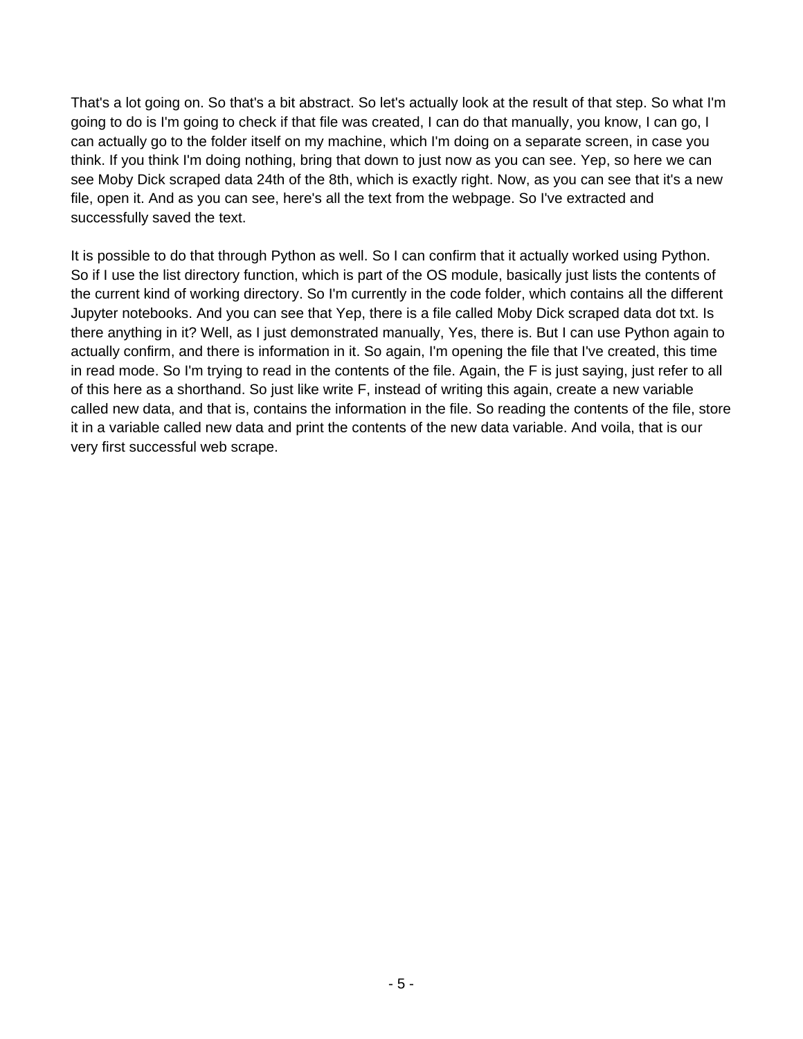That's a lot going on. So that's a bit abstract. So let's actually look at the result of that step. So what I'm going to do is I'm going to check if that file was created, I can do that manually, you know, I can go, I can actually go to the folder itself on my machine, which I'm doing on a separate screen, in case you think. If you think I'm doing nothing, bring that down to just now as you can see. Yep, so here we can see Moby Dick scraped data 24th of the 8th, which is exactly right. Now, as you can see that it's a new file, open it. And as you can see, here's all the text from the webpage. So I've extracted and successfully saved the text.

It is possible to do that through Python as well. So I can confirm that it actually worked using Python. So if I use the list directory function, which is part of the OS module, basically just lists the contents of the current kind of working directory. So I'm currently in the code folder, which contains all the different Jupyter notebooks. And you can see that Yep, there is a file called Moby Dick scraped data dot txt. Is there anything in it? Well, as I just demonstrated manually, Yes, there is. But I can use Python again to actually confirm, and there is information in it. So again, I'm opening the file that I've created, this time in read mode. So I'm trying to read in the contents of the file. Again, the F is just saying, just refer to all of this here as a shorthand. So just like write F, instead of writing this again, create a new variable called new data, and that is, contains the information in the file. So reading the contents of the file, store it in a variable called new data and print the contents of the new data variable. And voila, that is our very first successful web scrape.